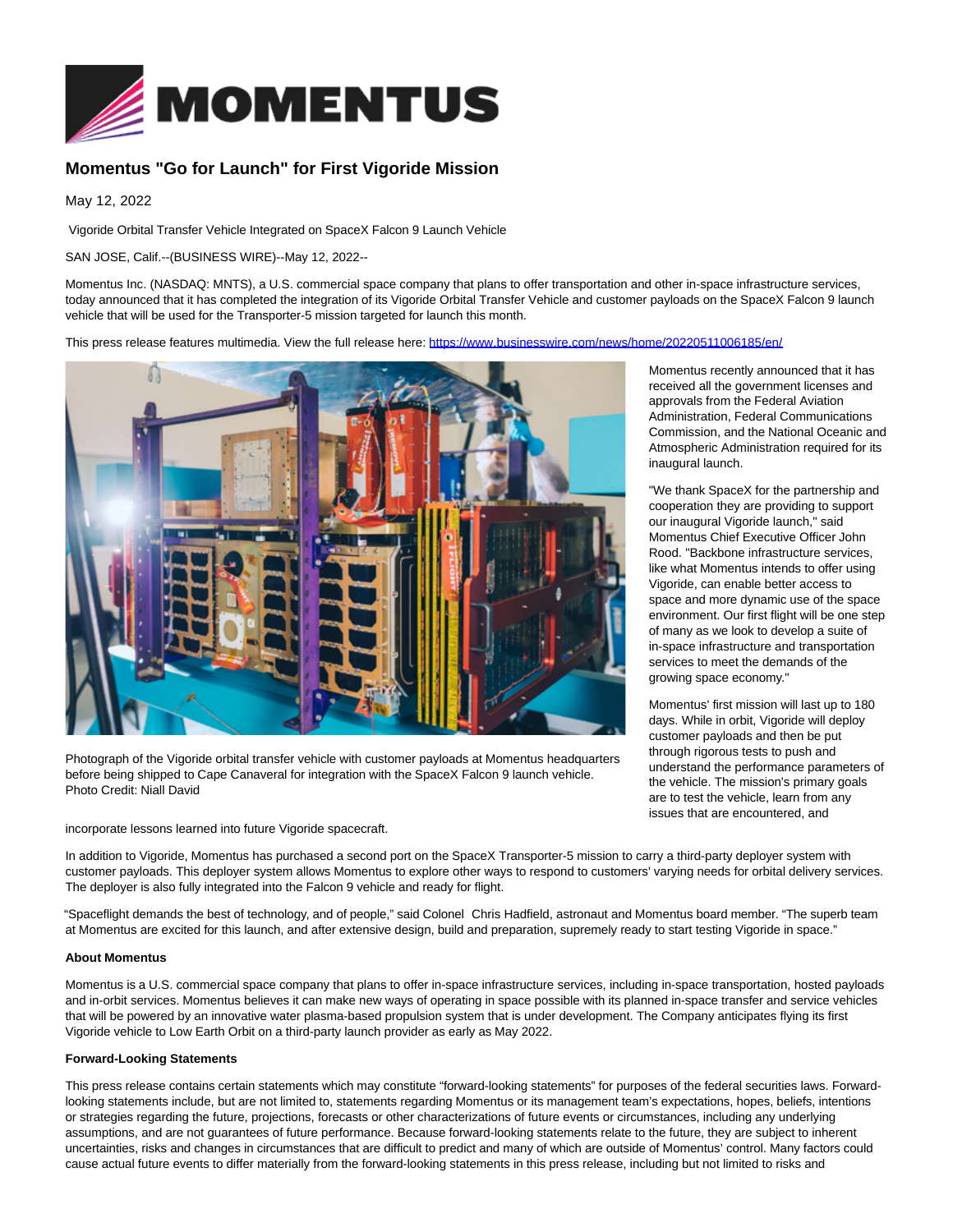# Momentus "Go for Launch" for First Vigoride Mission

May 12, 2022

Vigoride Orbital Transfer Vehicle Integrated on SpaceX Falcon 9 Launch Vehicle

SAN JOSE, Calif.--(BUSINESS WIRE)--May 12, 2022--

Momentus Inc. (NASDAQ: MNTS), a U.S. commercial space company that plans to offer transportation and other in-space infrastructure services, today announced that it has completed the integration of its Vigoride Orbital Transfer Vehicle and customer payloads on the SpaceX Falcon 9 launch vehicle that will be used for the Transporter-5 mission targeted for launch this month.

This press release features multimedia. View the full release here: https://www.businesswire.com/news/home/20220511006185/en/

Photograph of the Vigoride orbital transfer vehicle with customer payloads at Momentus headquarters before being shipped to Cape Canaveral for integration with the SpaceX Falcon 9 launch vehicle. Photo Credit: Niall David

Momentus recently announced that it has received all the government licenses and approvals from the Federal Aviation Administration, Federal Communications Commission, and the National Oceanic and Atmospheric Administration required for its inaugural launch.

"We thank SpaceX for the partnership and cooperation they are providing to support our inaugural Vigoride launch," said Momentus Chief Executive Officer John Rood. "Backbone infrastructure services, like what Momentus intends to offer using Vigoride, can enable better access to space and more dynamic use of the space environment. Our first flight will be one step of many as we look to develop a suite of in-space infrastructure and transportation services to meet the demands of the growing space economy."

Momentus' first mission will last up to 180 days. While in orbit, Vigoride will deploy customer payloads and then be put through rigorous tests to push and understand the performance parameters of the vehicle. The mission's primary goals are to test the vehicle, learn from any issues that are encountered, and incorporate lessons learned into future Vigoride spacecraft.

In addition to Vigoride, Momentus has purchased a second port on the SpaceX Transporter-5 mission to carry a third-party deployer system with customer payloads. This deployer system allows Momentus to explore other ways to respond to customers' varying needs for orbital delivery services. The deployer is also fully integrated into the Falcon 9 vehicle and ready for flight.

"Spaceflight demands the best of technology, and of people," said Colonel Chris Hadfield, astronaut and Momentus board member. "The superb team at Momentus are excited for this launch, and after extensive design, build and preparation, supremely ready to start testing Vigoride in space."

**About Momentus**

Momentus is a U.S. commercial space company that plans to offer in-space infrastructure services, including in-space transportation, hosted payloads and in-orbit services. Momentus believes it can make new ways of operating in space possible with its planned in-space transfer and service vehicles that will be powered by an innovative water plasma-based propulsion system that is under development. The Company anticipates flying its first Vigoride vehicle to Low Earth Orbit on a third-party launch provider as early as May 2022.

**Forward-Looking Statements**

This press release contains certain statements which may constitute "forward-looking statements" for purposes of the federal securities laws. Forward-looking statements include, but are not limited to, statements regarding Momentus or its management team's expectations, hopes, beliefs, intentions or strategies regarding the future, projections, forecasts or other characterizations of future events or circumstances, including any underlying assumptions, and are not guarantees of future performance. Because forward-looking statements relate to the future, they are subject to inherent uncertainties, risks and changes in circumstances that are difficult to predict and many of which are outside of Momentus' control. Many factors could cause actual future events to differ materially from the forward-looking statements in this press release, including but not limited to risks and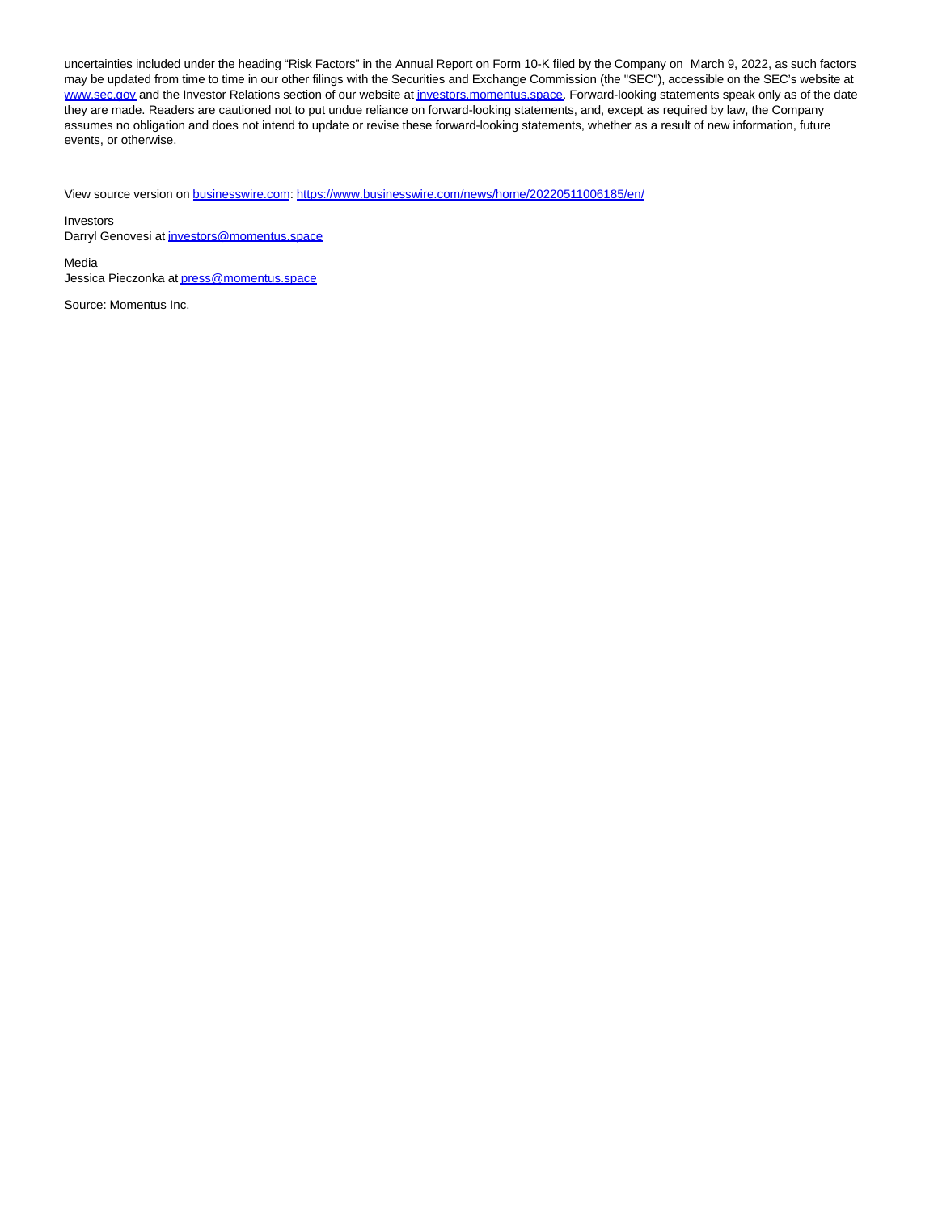uncertainties included under the heading “Risk Factors” in the Annual Report on Form 10-K filed by the Company on March 9, 2022, as such factors may be updated from time to time in our other filings with the Securities and Exchange Commission (the "SEC"), accessible on the SEC’s website at www.sec.gov and the Investor Relations section of our website at investors.momentus.space. Forward-looking statements speak only as of the date they are made. Readers are cautioned not to put undue reliance on forward-looking statements, and, except as required by law, the Company assumes no obligation and does not intend to update or revise these forward-looking statements, whether as a result of new information, future events, or otherwise.

View source version on businesswire.com: https://www.businesswire.com/news/home/20220511006185/en/

Investors
Darryl Genovesi at investors@momentus.space

Media
Jessica Pieczonka at press@momentus.space

Source: Momentus Inc.